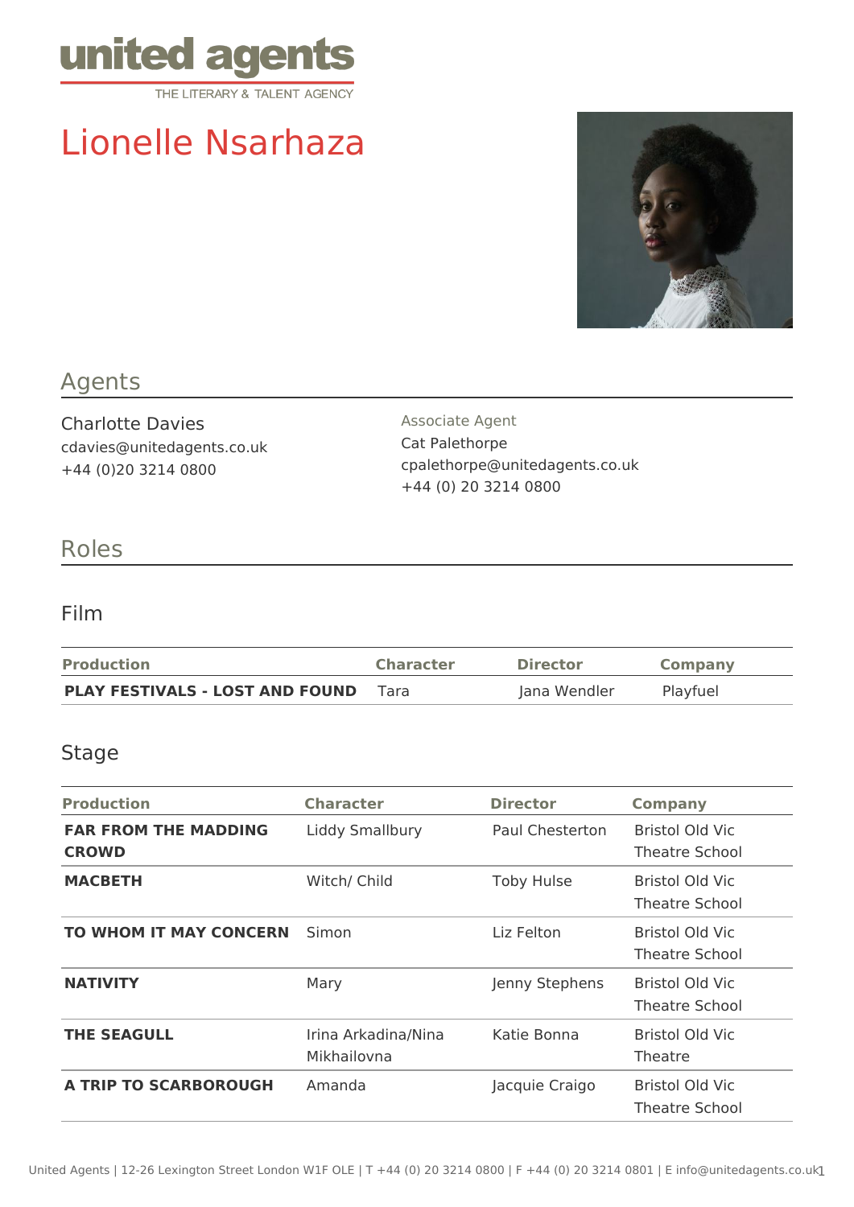united agents
THE LITERARY & TALENT AGENCY

# Lionelle Nsarhaza

## Agents

Charlotte Davies
cdavies@unitedagents.co.uk
+44 (0)20 3214 0800

Associate Agent
Cat Palethorpe
cpalethorpe@unitedagents.co.uk
+44 (0) 20 3214 0800

## Roles

### Film

| Production | Character | Director | Company |
|---|---|---|---|
| **PLAY FESTIVALS - LOST AND FOUND** | Tara | Jana Wendler | Playfuel |

### Stage

| Production | Character | Director | Company |
|---|---|---|---|
| **FAR FROM THE MADDING CROWD** | Liddy Smallbury | Paul Chesterton | Bristol Old Vic Theatre School |
| **MACBETH** | Witch/ Child | Toby Hulse | Bristol Old Vic Theatre School |
| **TO WHOM IT MAY CONCERN** | Simon | Liz Felton | Bristol Old Vic Theatre School |
| **NATIVITY** | Mary | Jenny Stephens | Bristol Old Vic Theatre School |
| **THE SEAGULL** | Irina Arkadina/Nina Mikhailovna | Katie Bonna | Bristol Old Vic Theatre |
| **A TRIP TO SCARBOROUGH** | Amanda | Jacquie Craigo | Bristol Old Vic Theatre School |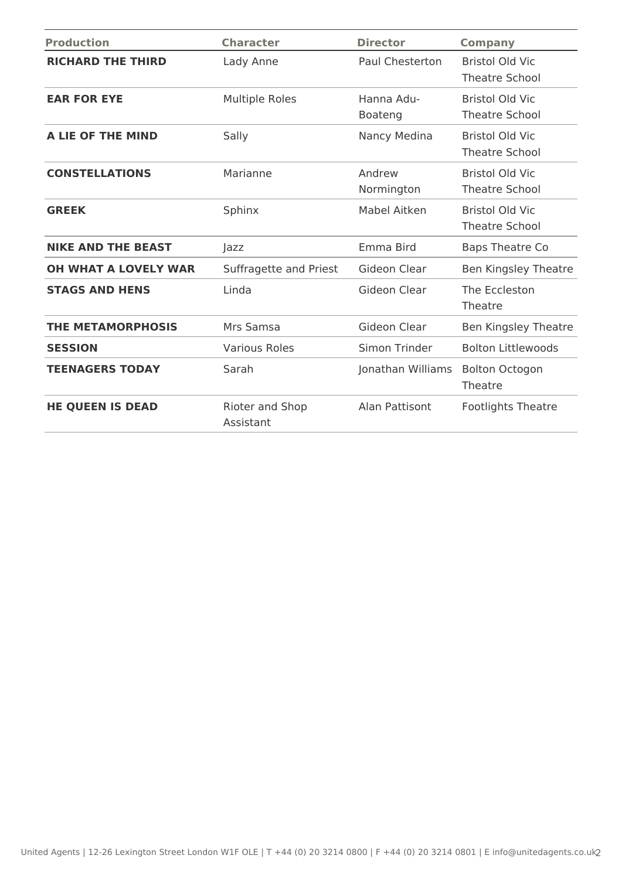| Production | Character | Director | Company |
|---|---|---|---|
| **RICHARD THE THIRD** | Lady Anne | Paul Chesterton | Bristol Old Vic Theatre School |
| **EAR FOR EYE** | Multiple Roles | Hanna Adu-Boateng | Bristol Old Vic Theatre School |
| **A LIE OF THE MIND** | Sally | Nancy Medina | Bristol Old Vic Theatre School |
| **CONSTELLATIONS** | Marianne | Andrew Normington | Bristol Old Vic Theatre School |
| **GREEK** | Sphinx | Mabel Aitken | Bristol Old Vic Theatre School |
| **NIKE AND THE BEAST** | Jazz | Emma Bird | Baps Theatre Co |
| **OH WHAT A LOVELY WAR** | Suffragette and Priest | Gideon Clear | Ben Kingsley Theatre |
| **STAGS AND HENS** | Linda | Gideon Clear | The Eccleston Theatre |
| **THE METAMORPHOSIS** | Mrs Samsa | Gideon Clear | Ben Kingsley Theatre |
| **SESSION** | Various Roles | Simon Trinder | Bolton Littlewoods |
| **TEENAGERS TODAY** | Sarah | Jonathan Williams | Bolton Octogon Theatre |
| **HE QUEEN IS DEAD** | Rioter and Shop Assistant | Alan Pattisont | Footlights Theatre |